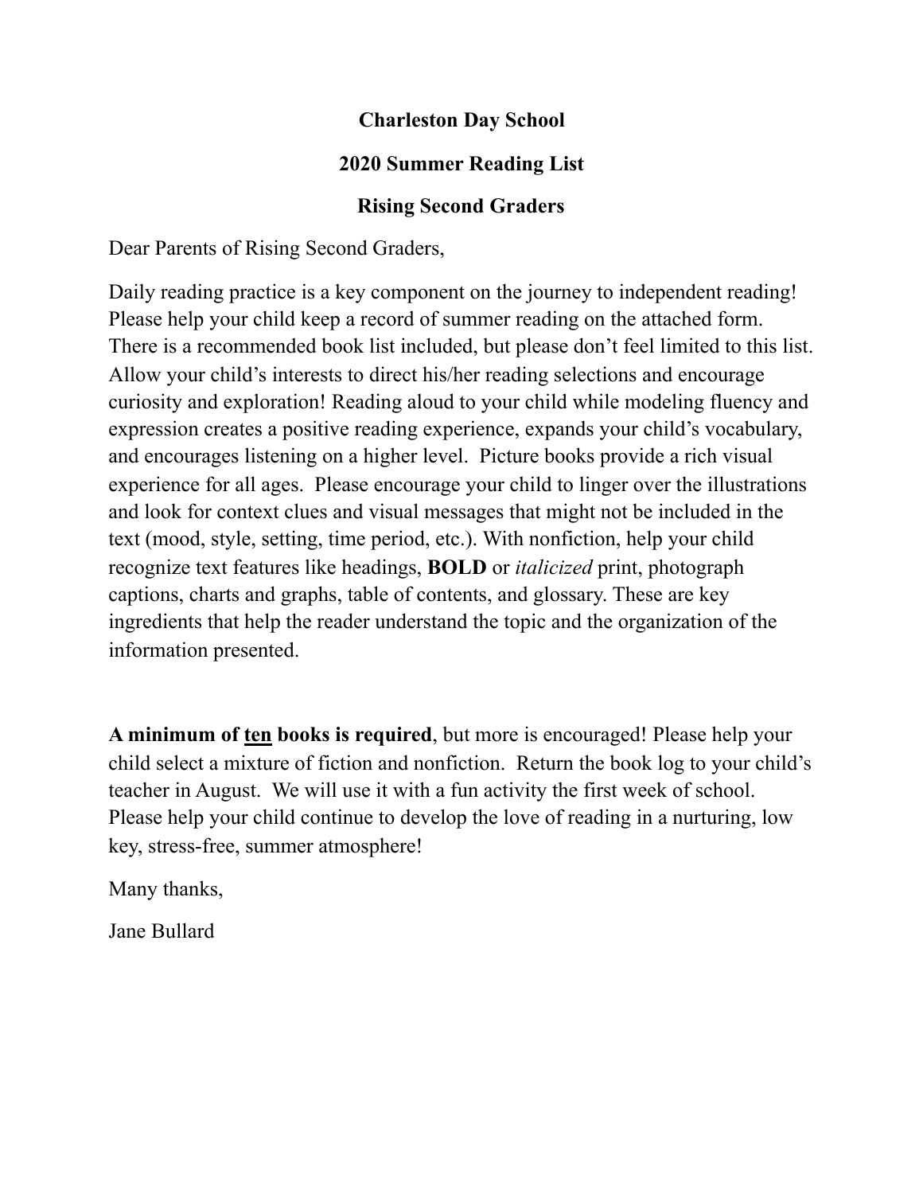# Charleston Day School

## 2020 Summer Reading List

## Rising Second Graders

Dear Parents of Rising Second Graders,

Daily reading practice is a key component on the journey to independent reading! Please help your child keep a record of summer reading on the attached form. There is a recommended book list included, but please don't feel limited to this list. Allow your child's interests to direct his/her reading selections and encourage curiosity and exploration! Reading aloud to your child while modeling fluency and expression creates a positive reading experience, expands your child's vocabulary, and encourages listening on a higher level. Picture books provide a rich visual experience for all ages. Please encourage your child to linger over the illustrations and look for context clues and visual messages that might not be included in the text (mood, style, setting, time period, etc.). With nonfiction, help your child recognize text features like headings, **BOLD** or *italicized* print, photograph captions, charts and graphs, table of contents, and glossary. These are key ingredients that help the reader understand the topic and the organization of the information presented.

**A minimum of <u>ten</u> books is required**, but more is encouraged! Please help your child select a mixture of fiction and nonfiction. Return the book log to your child's teacher in August. We will use it with a fun activity the first week of school. Please help your child continue to develop the love of reading in a nurturing, low key, stress-free, summer atmosphere!

Many thanks,

Jane Bullard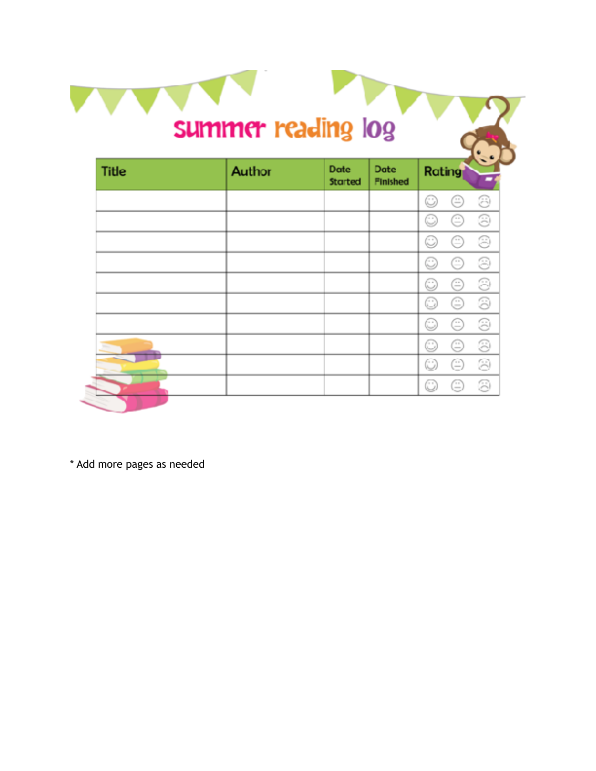# summer reading log

| Title | Author | Date Started | Date Finished | Rating |
|---|---|---|---|---|
| | | | | ☺ 😐 ☹ |
| | | | | ☺ 😐 ☹ |
| | | | | ☺ 😐 ☹ |
| | | | | ☺ 😐 ☹ |
| | | | | ☺ 😐 ☹ |
| | | | | ☺ 😐 ☹ |
| | | | | ☺ 😐 ☹ |
| | | | | ☺ 😐 ☹ |
| | | | | ☺ 😐 ☹ |
| | | | | ☺ 😐 ☹ |

* Add more pages as needed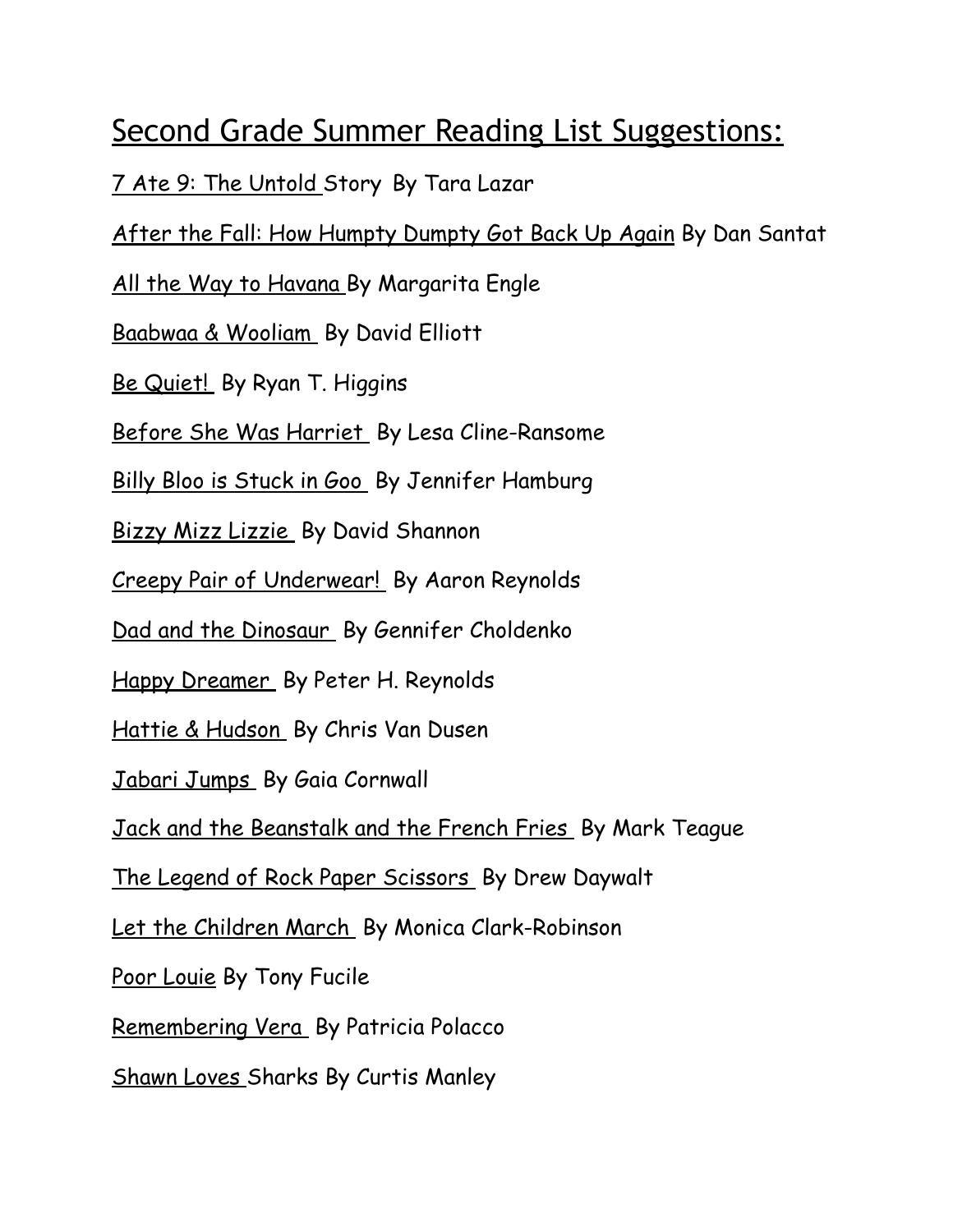# Second Grade Summer Reading List Suggestions:

7 Ate 9: The Untold Story By Tara Lazar

After the Fall: How Humpty Dumpty Got Back Up Again By Dan Santat

All the Way to Havana By Margarita Engle

Baabwaa & Wooliam By David Elliott

Be Quiet! By Ryan T. Higgins

Before She Was Harriet By Lesa Cline-Ransome

Billy Bloo is Stuck in Goo By Jennifer Hamburg

Bizzy Mizz Lizzie By David Shannon

Creepy Pair of Underwear! By Aaron Reynolds

Dad and the Dinosaur By Gennifer Choldenko

Happy Dreamer By Peter H. Reynolds

Hattie & Hudson By Chris Van Dusen

Jabari Jumps By Gaia Cornwall

Jack and the Beanstalk and the French Fries By Mark Teague

The Legend of Rock Paper Scissors By Drew Daywalt

Let the Children March By Monica Clark-Robinson

Poor Louie By Tony Fucile

Remembering Vera By Patricia Polacco

Shawn Loves Sharks By Curtis Manley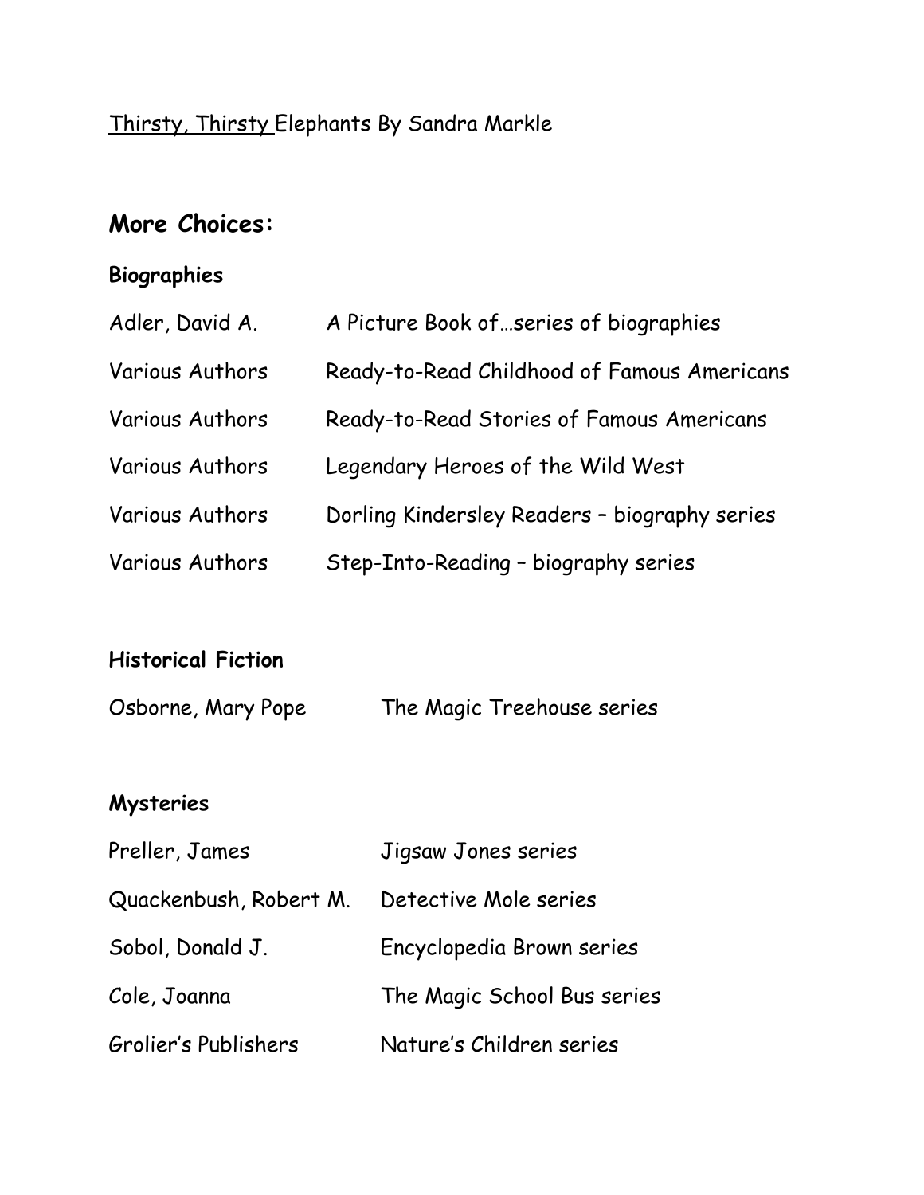Thirsty, Thirsty Elephants By Sandra Markle

## More Choices:

### Biographies

| | |
|---|---|
| Adler, David A. | A Picture Book of…series of biographies |
| Various Authors | Ready-to-Read Childhood of Famous Americans |
| Various Authors | Ready-to-Read Stories of Famous Americans |
| Various Authors | Legendary Heroes of the Wild West |
| Various Authors | Dorling Kindersley Readers – biography series |
| Various Authors | Step-Into-Reading – biography series |

### Historical Fiction

| | |
|---|---|
| Osborne, Mary Pope | The Magic Treehouse series |

### Mysteries

| | |
|---|---|
| Preller, James | Jigsaw Jones series |
| Quackenbush, Robert M. | Detective Mole series |
| Sobol, Donald J. | Encyclopedia Brown series |
| Cole, Joanna | The Magic School Bus series |
| Grolier's Publishers | Nature's Children series |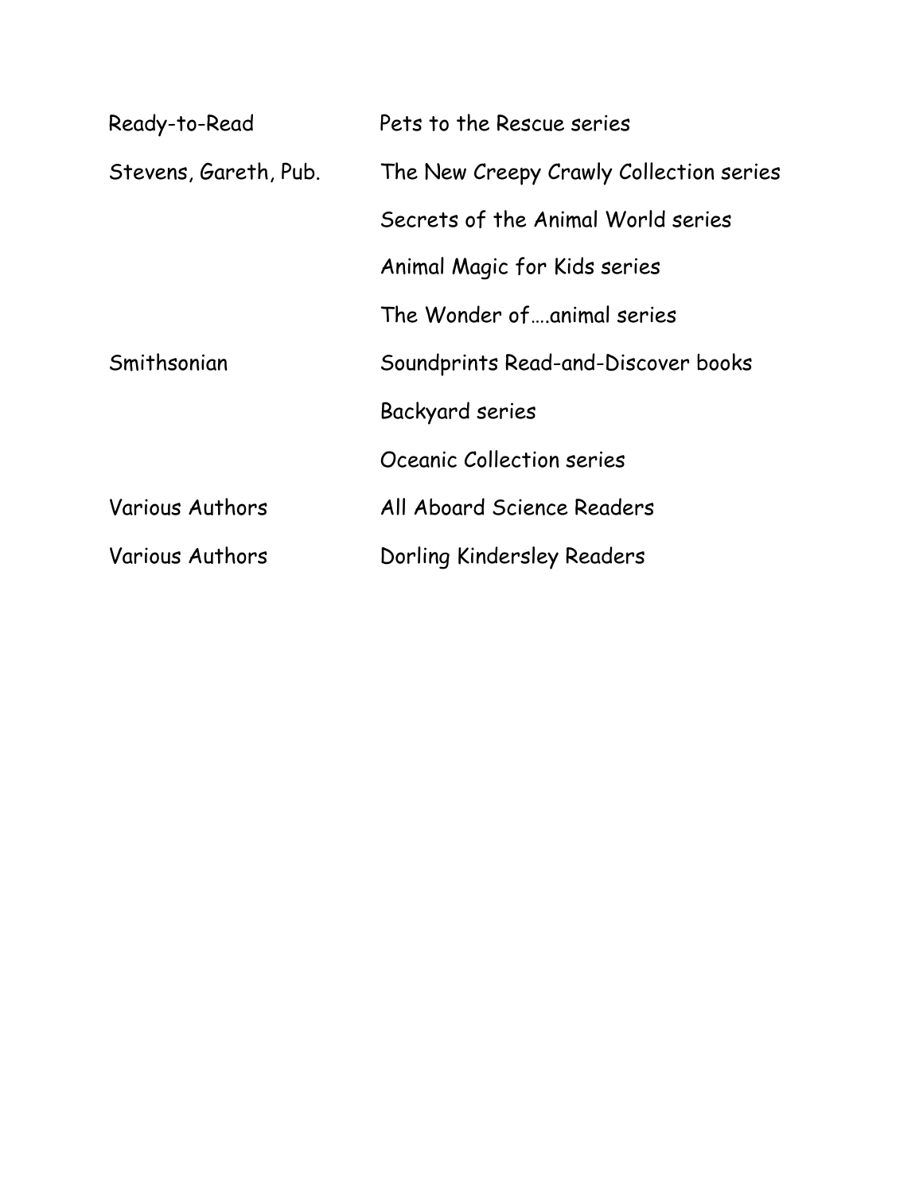| | |
|---|---|
| Ready-to-Read | Pets to the Rescue series |
| Stevens, Gareth, Pub. | The New Creepy Crawly Collection series |
| | Secrets of the Animal World series |
| | Animal Magic for Kids series |
| | The Wonder of….animal series |
| Smithsonian | Soundprints Read-and-Discover books |
| | Backyard series |
| | Oceanic Collection series |
| Various Authors | All Aboard Science Readers |
| Various Authors | Dorling Kindersley Readers |